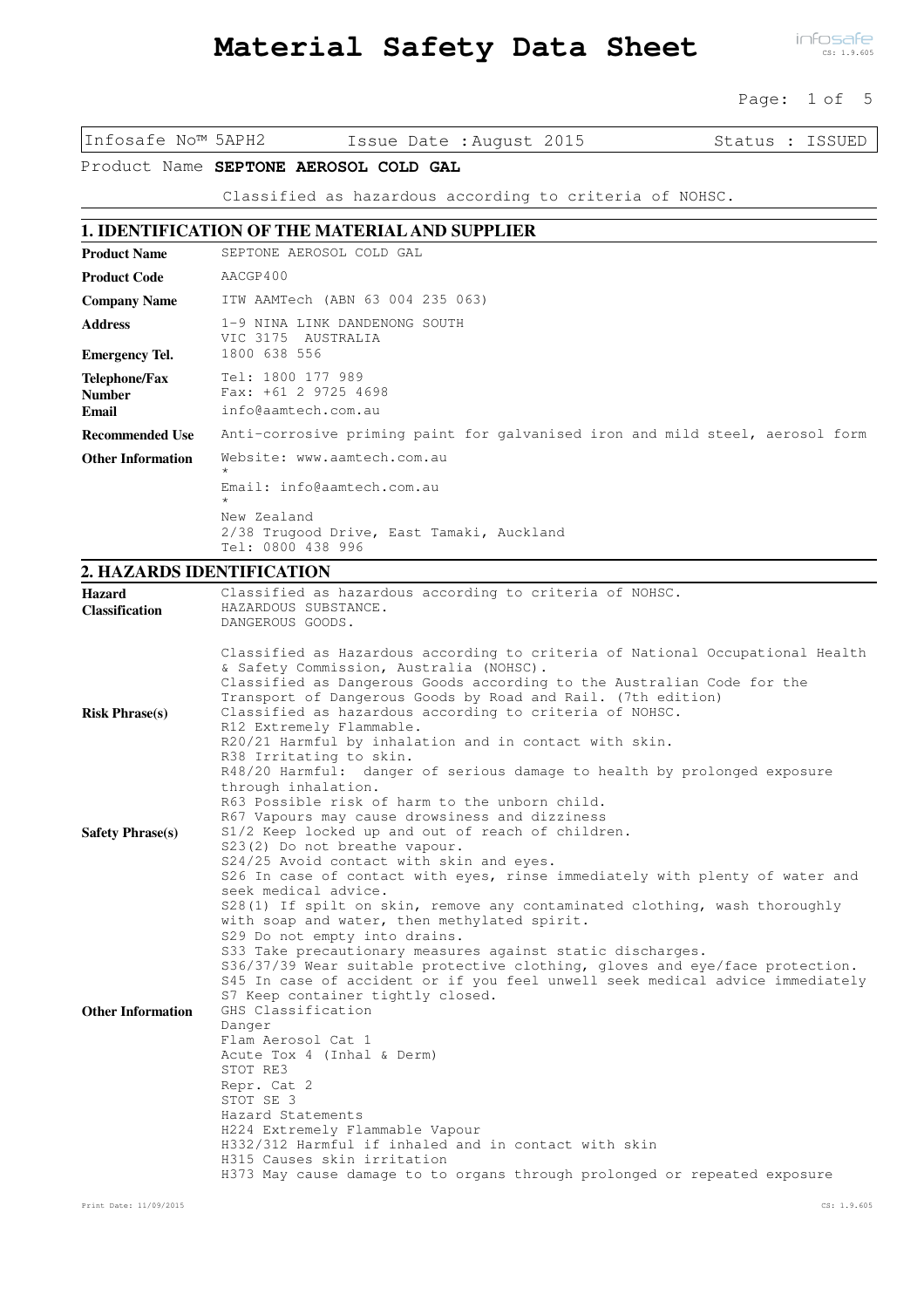# Material Safety Data Sheet

| Infosafe No™ 5APH2 | Issue Date : August 2015 | Status : ISSUED |
| --- | --- | --- |

Product Name **SEPTONE AEROSOL COLD GAL**

Classified as hazardous according to criteria of NOHSC.

## 1. IDENTIFICATION OF THE MATERIAL AND SUPPLIER

| | |
| --- | --- |
| **Product Name** | SEPTONE AEROSOL COLD GAL |
| **Product Code** | AACGP400 |
| **Company Name** | ITW AAMTech (ABN 63 004 235 063) |
| **Address** | 1-9 NINA LINK DANDENONG SOUTH VIC 3175 AUSTRALIA |
| **Emergency Tel.** | 1800 638 556 |
| **Telephone/Fax Number** | Tel: 1800 177 989<br>Fax: +61 2 9725 4698 |
| **Email** | info@aamtech.com.au |
| **Recommended Use** | Anti-corrosive priming paint for galvanised iron and mild steel, aerosol form |
| **Other Information** | Website: www.aamtech.com.au<br>*<br>Email: info@aamtech.com.au<br>*<br>New Zealand<br>2/38 Trugood Drive, East Tamaki, Auckland<br>Tel: 0800 438 996 |

## 2. HAZARDS IDENTIFICATION

**Hazard Classification**

Classified as hazardous according to criteria of NOHSC.
HAZARDOUS SUBSTANCE.
DANGEROUS GOODS.

Classified as Hazardous according to criteria of National Occupational Health & Safety Commission, Australia (NOHSC).
Classified as Dangerous Goods according to the Australian Code for the Transport of Dangerous Goods by Road and Rail. (7th edition)

**Risk Phrase(s)**

Classified as hazardous according to criteria of NOHSC.
R12 Extremely Flammable.
R20/21 Harmful by inhalation and in contact with skin.
R38 Irritating to skin.
R48/20 Harmful: danger of serious damage to health by prolonged exposure through inhalation.
R63 Possible risk of harm to the unborn child.
R67 Vapours may cause drowsiness and dizziness

**Safety Phrase(s)**

S1/2 Keep locked up and out of reach of children.
S23(2) Do not breathe vapour.
S24/25 Avoid contact with skin and eyes.
S26 In case of contact with eyes, rinse immediately with plenty of water and seek medical advice.
S28(1) If spilt on skin, remove any contaminated clothing, wash thoroughly with soap and water, then methylated spirit.
S29 Do not empty into drains.
S33 Take precautionary measures against static discharges.
S36/37/39 Wear suitable protective clothing, gloves and eye/face protection.
S45 In case of accident or if you feel unwell seek medical advice immediately
S7 Keep container tightly closed.

**Other Information**

GHS Classification
Danger
Flam Aerosol Cat 1
Acute Tox 4 (Inhal & Derm)
STOT RE3
Repr. Cat 2
STOT SE 3
Hazard Statements
H224 Extremely Flammable Vapour
H332/312 Harmful if inhaled and in contact with skin
H315 Causes skin irritation
H373 May cause damage to to organs through prolonged or repeated exposure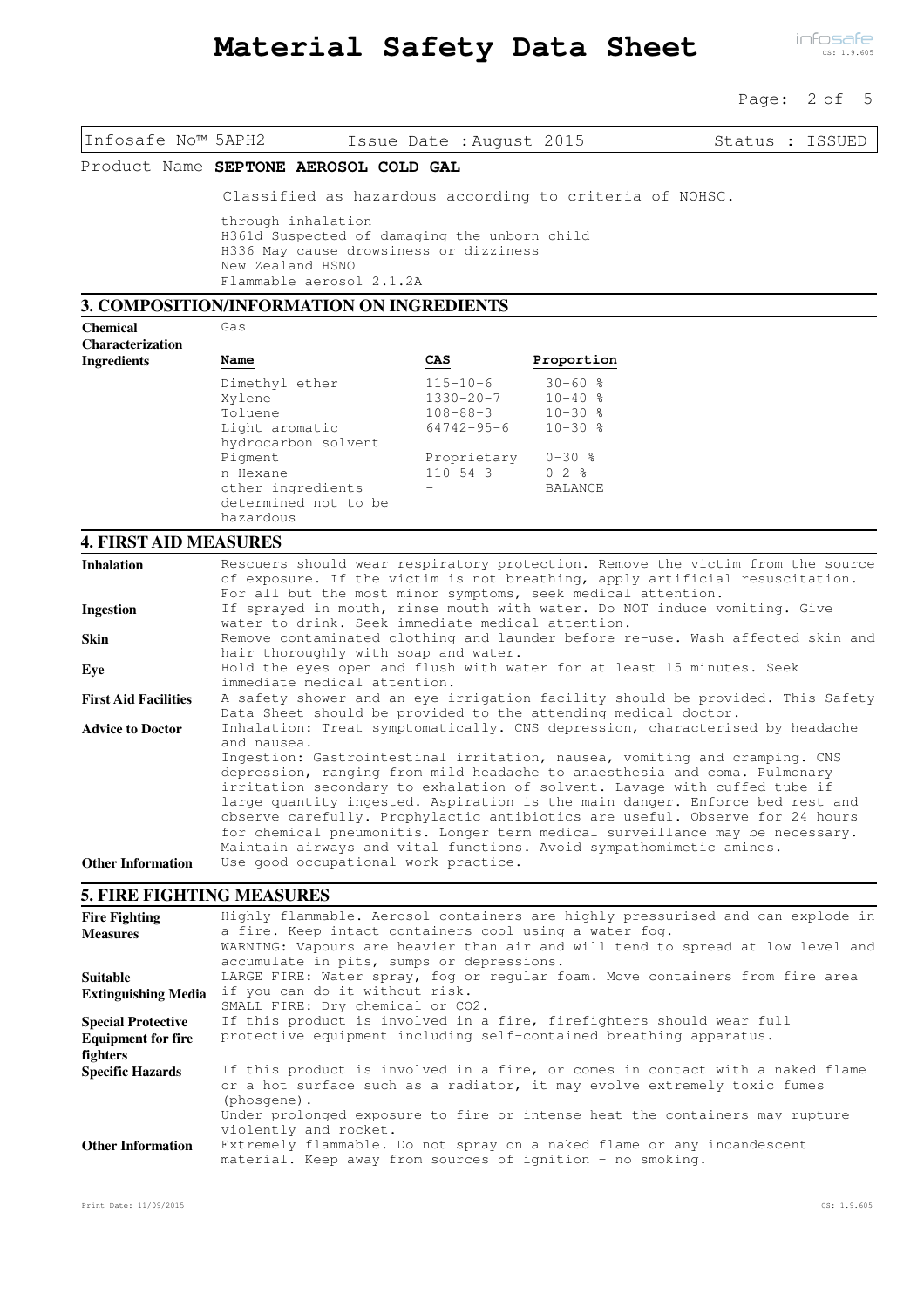Infosafe No™ 5APH2 | Issue Date : August 2015 | Status : ISSUED

Product Name **SEPTONE AEROSOL COLD GAL**

Classified as hazardous according to criteria of NOHSC.

through inhalation
H361d Suspected of damaging the unborn child
H336 May cause drowsiness or dizziness
New Zealand HSNO
Flammable aerosol 2.1.2A

## 3. COMPOSITION/INFORMATION ON INGREDIENTS

**Chemical Characterization** Gas

**Ingredients**

| Name | CAS | Proportion |
|---|---|---|
| Dimethyl ether | 115-10-6 | 30-60 % |
| Xylene | 1330-20-7 | 10-40 % |
| Toluene | 108-88-3 | 10-30 % |
| Light aromatic hydrocarbon solvent | 64742-95-6 | 10-30 % |
| Pigment | Proprietary | 0-30 % |
| n-Hexane | 110-54-3 | 0-2 % |
| other ingredients determined not to be hazardous | - | BALANCE |

## 4. FIRST AID MEASURES

**Inhalation** Rescuers should wear respiratory protection. Remove the victim from the source of exposure. If the victim is not breathing, apply artificial resuscitation. For all but the most minor symptoms, seek medical attention.

**Ingestion** If sprayed in mouth, rinse mouth with water. Do NOT induce vomiting. Give water to drink. Seek immediate medical attention.

**Skin** Remove contaminated clothing and launder before re-use. Wash affected skin and hair thoroughly with soap and water.

**Eye** Hold the eyes open and flush with water for at least 15 minutes. Seek immediate medical attention.

**First Aid Facilities** A safety shower and an eye irrigation facility should be provided. This Safety Data Sheet should be provided to the attending medical doctor.

**Advice to Doctor** Inhalation: Treat symptomatically. CNS depression, characterised by headache and nausea.
Ingestion: Gastrointestinal irritation, nausea, vomiting and cramping. CNS depression, ranging from mild headache to anaesthesia and coma. Pulmonary irritation secondary to exhalation of solvent. Lavage with cuffed tube if large quantity ingested. Aspiration is the main danger. Enforce bed rest and observe carefully. Prophylactic antibiotics are useful. Observe for 24 hours for chemical pneumonitis. Longer term medical surveillance may be necessary. Maintain airways and vital functions. Avoid sympathomimetic amines.

**Other Information** Use good occupational work practice.

## 5. FIRE FIGHTING MEASURES

**Fire Fighting Measures** Highly flammable. Aerosol containers are highly pressurised and can explode in a fire. Keep intact containers cool using a water fog.
WARNING: Vapours are heavier than air and will tend to spread at low level and accumulate in pits, sumps or depressions.

**Suitable Extinguishing Media** LARGE FIRE: Water spray, fog or regular foam. Move containers from fire area if you can do it without risk.
SMALL FIRE: Dry chemical or CO2.

**Special Protective Equipment for fire fighters** If this product is involved in a fire, firefighters should wear full protective equipment including self-contained breathing apparatus.

**Specific Hazards** If this product is involved in a fire, or comes in contact with a naked flame or a hot surface such as a radiator, it may evolve extremely toxic fumes (phosgene).
Under prolonged exposure to fire or intense heat the containers may rupture violently and rocket.

**Other Information** Extremely flammable. Do not spray on a naked flame or any incandescent material. Keep away from sources of ignition - no smoking.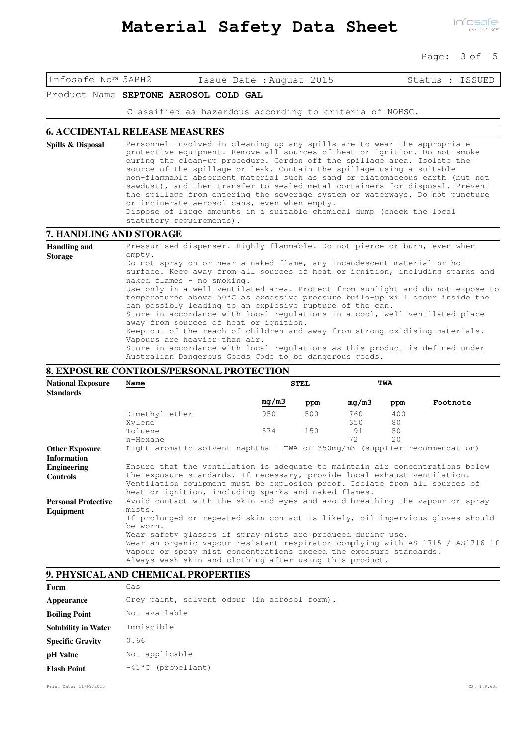Infosafe No™ 5APH2 | Issue Date : August 2015 | Status : ISSUED

Product Name **SEPTONE AEROSOL COLD GAL**

Classified as hazardous according to criteria of NOHSC.

## 6. ACCIDENTAL RELEASE MEASURES

**Spills & Disposal**

Personnel involved in cleaning up any spills are to wear the appropriate protective equipment. Remove all sources of heat or ignition. Do not smoke during the clean-up procedure. Cordon off the spillage area. Isolate the source of the spillage or leak. Contain the spillage using a suitable non-flammable absorbent material such as sand or diatomaceous earth (but not sawdust), and then transfer to sealed metal containers for disposal. Prevent the spillage from entering the sewerage system or waterways. Do not puncture or incinerate aerosol cans, even when empty.
Dispose of large amounts in a suitable chemical dump (check the local statutory requirements).

## 7. HANDLING AND STORAGE

**Handling and Storage**

Pressurised dispenser. Highly flammable. Do not pierce or burn, even when empty.
Do not spray on or near a naked flame, any incandescent material or hot surface. Keep away from all sources of heat or ignition, including sparks and naked flames - no smoking.
Use only in a well ventilated area. Protect from sunlight and do not expose to temperatures above 50°C as excessive pressure build-up will occur inside the can possibly leading to an explosive rupture of the can.
Store in accordance with local regulations in a cool, well ventilated place away from sources of heat or ignition.
Keep out of the reach of children and away from strong oxidising materials.
Vapours are heavier than air.
Store in accordance with local regulations as this product is defined under Australian Dangerous Goods Code to be dangerous goods.

## 8. EXPOSURE CONTROLS/PERSONAL PROTECTION

**National Exposure Standards**

| Name | STEL | | TWA | | Footnote |
|---|---|---|---|---|---|
| | mg/m3 | ppm | mg/m3 | ppm | |
| Dimethyl ether | 950 | 500 | 760 | 400 | |
| Xylene | | | 350 | 80 | |
| Toluene | 574 | 150 | 191 | 50 | |
| n-Hexane | | | 72 | 20 | |

**Other Exposure Information**

Light aromatic solvent naphtha - TWA of 350mg/m3 (supplier recommendation)

**Engineering Controls**

Ensure that the ventilation is adequate to maintain air concentrations below the exposure standards. If necessary, provide local exhaust ventilation. Ventilation equipment must be explosion proof. Isolate from all sources of heat or ignition, including sparks and naked flames.

**Personal Protective Equipment**

Avoid contact with the skin and eyes and avoid breathing the vapour or spray mists.
If prolonged or repeated skin contact is likely, oil impervious gloves should be worn.
Wear safety glasses if spray mists are produced during use.
Wear an organic vapour resistant respirator complying with AS 1715 / AS1716 if vapour or spray mist concentrations exceed the exposure standards.
Always wash skin and clothing after using this product.

## 9. PHYSICAL AND CHEMICAL PROPERTIES

| | |
|---|---|
| **Form** | Gas |
| **Appearance** | Grey paint, solvent odour (in aerosol form). |
| **Boiling Point** | Not available |
| **Solubility in Water** | Immiscible |
| **Specific Gravity** | 0.66 |
| **pH Value** | Not applicable |
| **Flash Point** | -41°C (propellant) |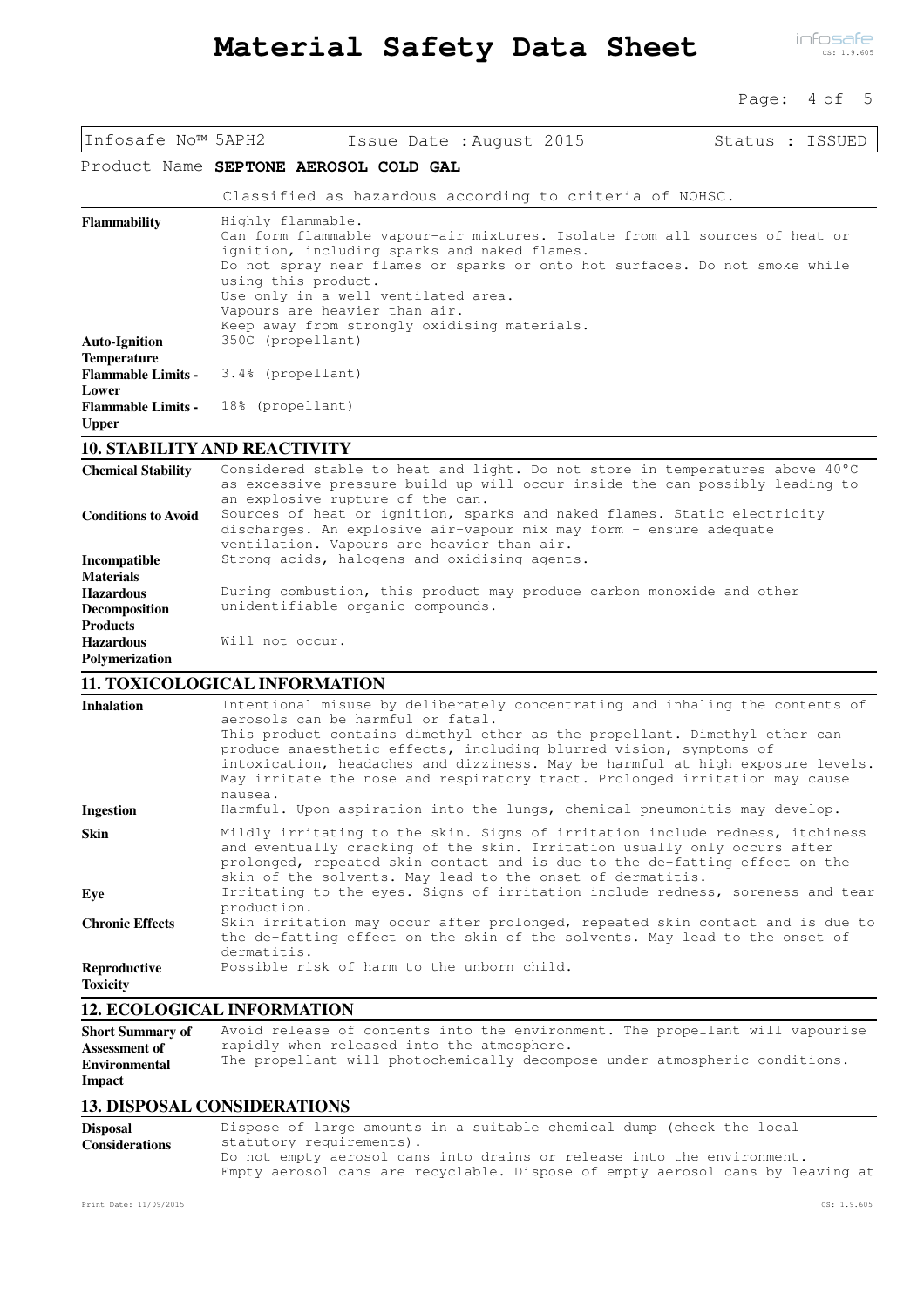Product Name **SEPTONE AEROSOL COLD GAL**

Classified as hazardous according to criteria of NOHSC.

| | |
|---|---|
| **Flammability** | Highly flammable.<br>Can form flammable vapour-air mixtures. Isolate from all sources of heat or ignition, including sparks and naked flames.<br>Do not spray near flames or sparks or onto hot surfaces. Do not smoke while using this product.<br>Use only in a well ventilated area.<br>Vapours are heavier than air.<br>Keep away from strongly oxidising materials. |
| **Auto-Ignition Temperature** | 350C (propellant) |
| **Flammable Limits - Lower** | 3.4% (propellant) |
| **Flammable Limits - Upper** | 18% (propellant) |

## 10. STABILITY AND REACTIVITY

| | |
|---|---|
| **Chemical Stability** | Considered stable to heat and light. Do not store in temperatures above 40°C as excessive pressure build-up will occur inside the can possibly leading to an explosive rupture of the can. |
| **Conditions to Avoid** | Sources of heat or ignition, sparks and naked flames. Static electricity discharges. An explosive air-vapour mix may form - ensure adequate ventilation. Vapours are heavier than air. |
| **Incompatible Materials** | Strong acids, halogens and oxidising agents. |
| **Hazardous Decomposition Products** | During combustion, this product may produce carbon monoxide and other unidentifiable organic compounds. |
| **Hazardous Polymerization** | Will not occur. |

## 11. TOXICOLOGICAL INFORMATION

| | |
|---|---|
| **Inhalation** | Intentional misuse by deliberately concentrating and inhaling the contents of aerosols can be harmful or fatal.<br>This product contains dimethyl ether as the propellant. Dimethyl ether can produce anaesthetic effects, including blurred vision, symptoms of intoxication, headaches and dizziness. May be harmful at high exposure levels. May irritate the nose and respiratory tract. Prolonged irritation may cause nausea. |
| **Ingestion** | Harmful. Upon aspiration into the lungs, chemical pneumonitis may develop. |
| **Skin** | Mildly irritating to the skin. Signs of irritation include redness, itchiness and eventually cracking of the skin. Irritation usually only occurs after prolonged, repeated skin contact and is due to the de-fatting effect on the skin of the solvents. May lead to the onset of dermatitis. |
| **Eye** | Irritating to the eyes. Signs of irritation include redness, soreness and tear production. |
| **Chronic Effects** | Skin irritation may occur after prolonged, repeated skin contact and is due to the de-fatting effect on the skin of the solvents. May lead to the onset of dermatitis. |
| **Reproductive Toxicity** | Possible risk of harm to the unborn child. |

## 12. ECOLOGICAL INFORMATION

| | |
|---|---|
| **Short Summary of Assessment of Environmental Impact** | Avoid release of contents into the environment. The propellant will vapourise rapidly when released into the atmosphere.<br>The propellant will photochemically decompose under atmospheric conditions. |

## 13. DISPOSAL CONSIDERATIONS

| | |
|---|---|
| **Disposal Considerations** | Dispose of large amounts in a suitable chemical dump (check the local statutory requirements).<br>Do not empty aerosol cans into drains or release into the environment.<br>Empty aerosol cans are recyclable. Dispose of empty aerosol cans by leaving at |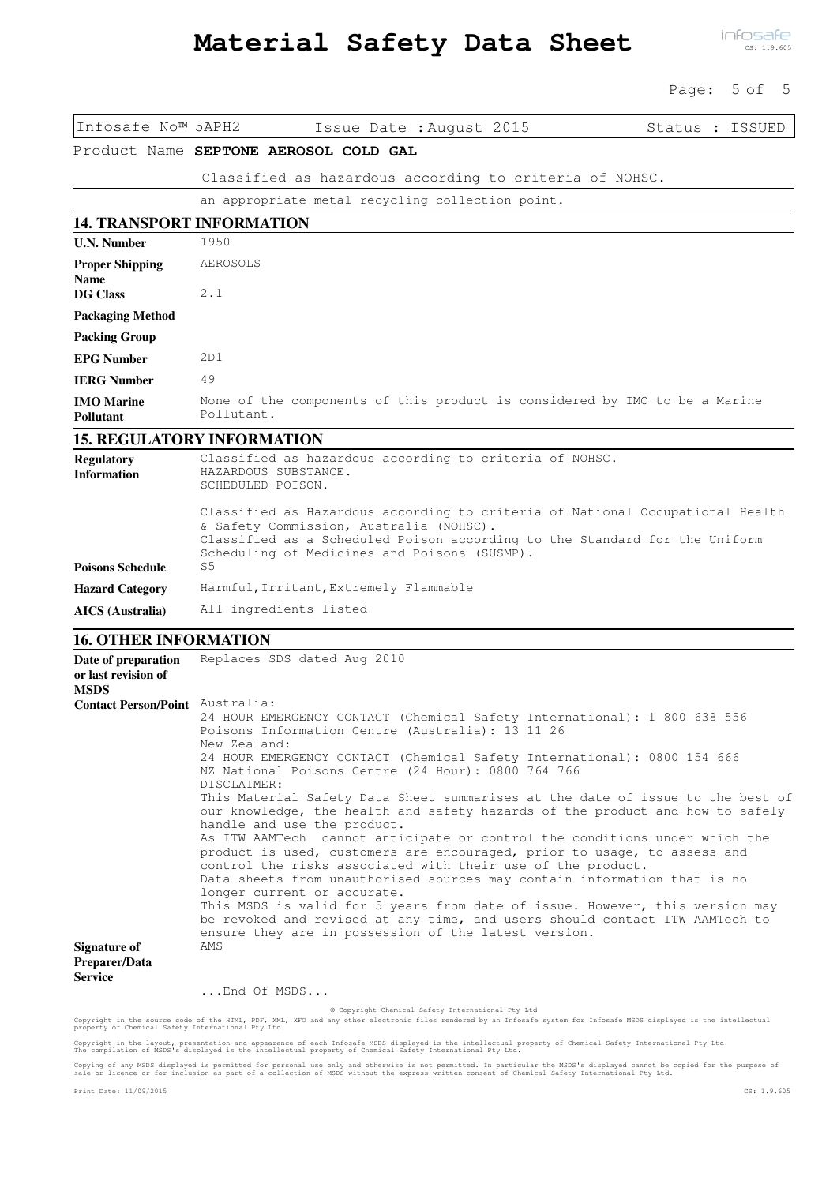Classified as hazardous according to criteria of NOHSC.

an appropriate metal recycling collection point.

## 14. TRANSPORT INFORMATION

| | |
|---|---|
| **U.N. Number** | 1950 |
| **Proper Shipping Name** | AEROSOLS |
| **DG Class** | 2.1 |
| **Packaging Method** | |
| **Packing Group** | |
| **EPG Number** | 2D1 |
| **IERG Number** | 49 |
| **IMO Marine Pollutant** | None of the components of this product is considered by IMO to be a Marine Pollutant. |

## 15. REGULATORY INFORMATION

| | |
|---|---|
| **Regulatory Information** | Classified as hazardous according to criteria of NOHSC.<br>HAZARDOUS SUBSTANCE.<br>SCHEDULED POISON.<br><br>Classified as Hazardous according to criteria of National Occupational Health & Safety Commission, Australia (NOHSC).<br>Classified as a Scheduled Poison according to the Standard for the Uniform Scheduling of Medicines and Poisons (SUSMP). |
| **Poisons Schedule** | S5 |
| **Hazard Category** | Harmful,Irritant,Extremely Flammable |
| **AICS (Australia)** | All ingredients listed |

## 16. OTHER INFORMATION

**Date of preparation or last revision of MSDS**
Replaces SDS dated Aug 2010

**Contact Person/Point**
Australia:
24 HOUR EMERGENCY CONTACT (Chemical Safety International): 1 800 638 556
Poisons Information Centre (Australia): 13 11 26
New Zealand:
24 HOUR EMERGENCY CONTACT (Chemical Safety International): 0800 154 666
NZ National Poisons Centre (24 Hour): 0800 764 766
DISCLAIMER:
This Material Safety Data Sheet summarises at the date of issue to the best of our knowledge, the health and safety hazards of the product and how to safely handle and use the product.
As ITW AAMTech cannot anticipate or control the conditions under which the product is used, customers are encouraged, prior to usage, to assess and control the risks associated with their use of the product.
Data sheets from unauthorised sources may contain information that is no longer current or accurate.
This MSDS is valid for 5 years from date of issue. However, this version may be revoked and revised at any time, and users should contact ITW AAMTech to ensure they are in possession of the latest version.

**Signature of Preparer/Data Service**
AMS

...End Of MSDS...

© Copyright Chemical Safety International Pty Ltd

Copyright in the source code of the HTML, PDF, XML, XFO and any other electronic files rendered by an Infosafe system for Infosafe MSDS displayed is the intellectual property of Chemical Safety International Pty Ltd.

Copyright in the layout, presentation and appearance of each Infosafe MSDS displayed is the intellectual property of Chemical Safety International Pty Ltd.
The compilation of MSDS's displayed is the intellectual property of Chemical Safety International Pty Ltd.

Copying of any MSDS displayed is permitted for personal use only and otherwise is not permitted. In particular the MSDS's displayed cannot be copied for the purpose of sale or licence or for inclusion as part of a collection of MSDS without the express written consent of Chemical Safety International Pty Ltd.